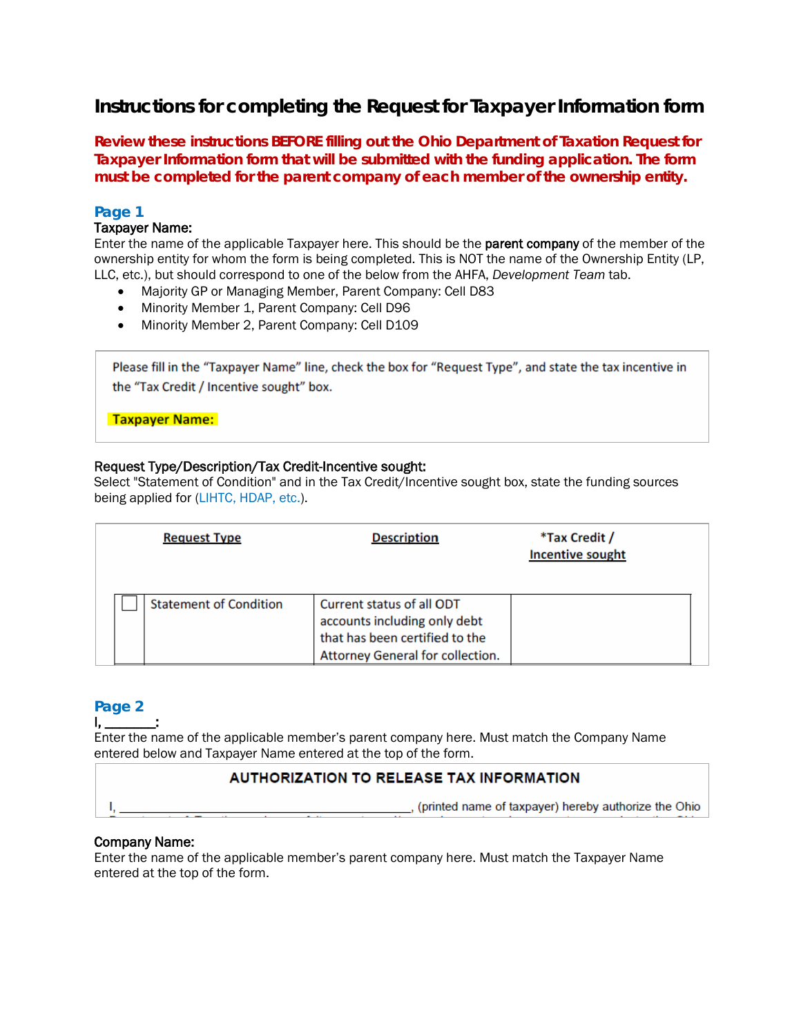# Instructions for completing the Request for Taxpayer Information form

**Review these instructions BEFORE filling out the Ohio Department of Taxation Request for Taxpayer Information form that will be submitted with the funding application. The form must be completed for the parent company of each member of the ownership entity.**

## Page 1

**Taxpayer Name:**

Enter the name of the applicable Taxpayer here. This should be the **parent company** of the member of the ownership entity for whom the form is being completed. This is NOT the name of the Ownership Entity (LP, LLC, etc.), but should correspond to one of the below from the AHFA, *Development Team* tab.

- Majority GP or Managing Member, Parent Company: Cell D83
- Minority Member 1, Parent Company: Cell D96
- Minority Member 2, Parent Company: Cell D109

> Please fill in the "Taxpayer Name" line, check the box for "Request Type", and state the tax incentive in the "Tax Credit / Incentive sought" box.
>
> **Taxpayer Name:**

**Request Type/Description/Tax Credit-Incentive sought:**

Select "Statement of Condition" and in the Tax Credit/Incentive sought box, state the funding sources being applied for (LIHTC, HDAP, etc.).

| | Request Type | Description | *Tax Credit / Incentive sought |
|---|---|---|---|
| ☐ | Statement of Condition | Current status of all ODT accounts including only debt that has been certified to the Attorney General for collection. | |

## Page 2

**I, _______:**

Enter the name of the applicable member's parent company here. Must match the Company Name entered below and Taxpayer Name entered at the top of the form.

> **AUTHORIZATION TO RELEASE TAX INFORMATION**
>
> I, ______________________________________, (printed name of taxpayer) hereby authorize the Ohio

**Company Name:**

Enter the name of the applicable member's parent company here. Must match the Taxpayer Name entered at the top of the form.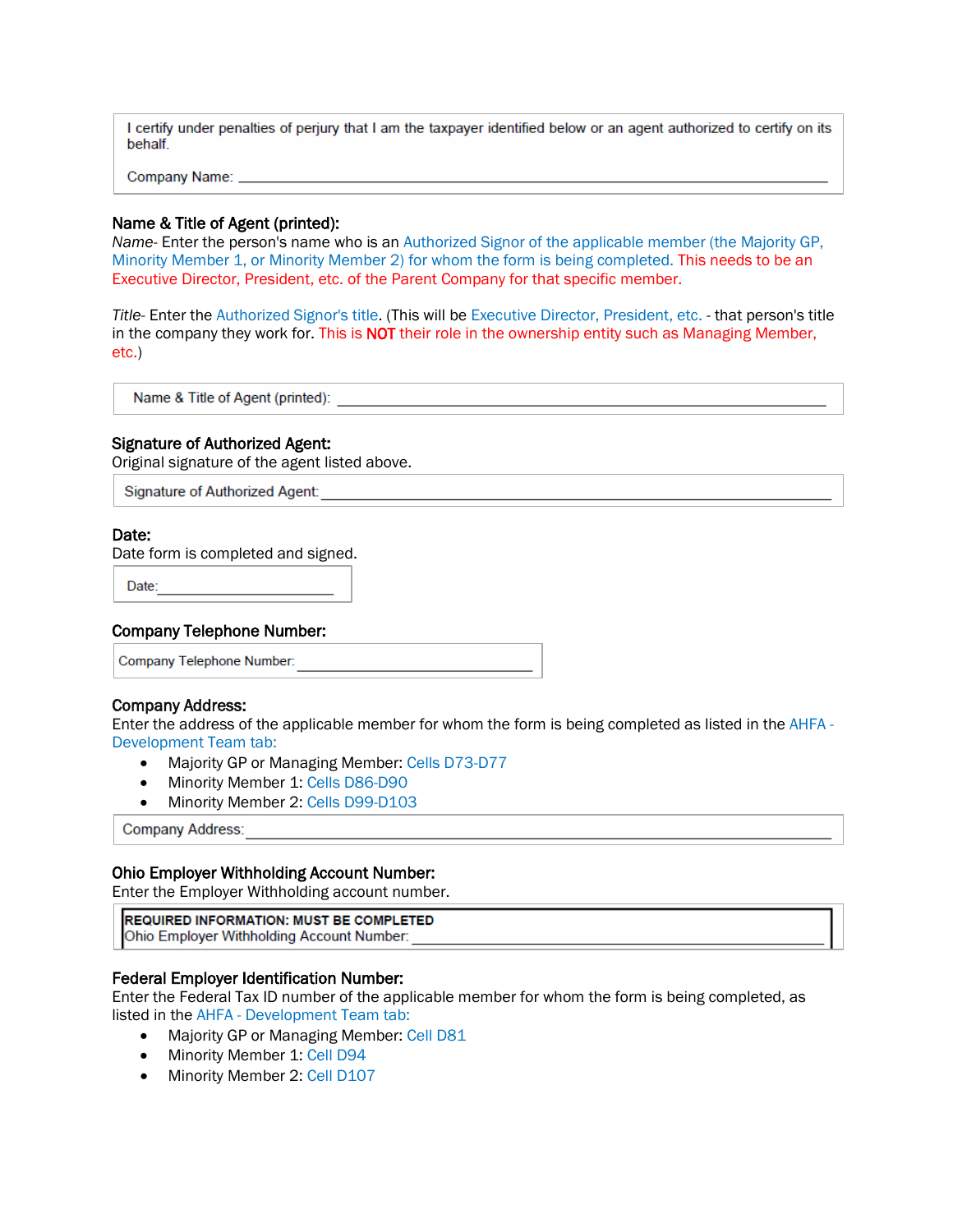I certify under penalties of perjury that I am the taxpayer identified below or an agent authorized to certify on its behalf.

Company Name: ______________________________________________________________

**Name & Title of Agent (printed):**

*Name*- Enter the person's name who is an Authorized Signor of the applicable member (the Majority GP, Minority Member 1, or Minority Member 2) for whom the form is being completed. This needs to be an Executive Director, President, etc. of the Parent Company for that specific member.

*Title*- Enter the Authorized Signor's title. (This will be Executive Director, President, etc. - that person's title in the company they work for. This is **NOT** their role in the ownership entity such as Managing Member, etc.)

Name & Title of Agent (printed): ______________________________________________________

**Signature of Authorized Agent:**

Original signature of the agent listed above.

Signature of Authorized Agent: ______________________________________________________

**Date:**

Date form is completed and signed.

Date: ______________________

**Company Telephone Number:**

Company Telephone Number: ______________________________

**Company Address:**

Enter the address of the applicable member for whom the form is being completed as listed in the AHFA - Development Team tab:

- Majority GP or Managing Member: Cells D73-D77
- Minority Member 1: Cells D86-D90
- Minority Member 2: Cells D99-D103

Company Address: ______________________________________________________________

**Ohio Employer Withholding Account Number:**

Enter the Employer Withholding account number.

**REQUIRED INFORMATION: MUST BE COMPLETED**
Ohio Employer Withholding Account Number: ______________________________________________

**Federal Employer Identification Number:**

Enter the Federal Tax ID number of the applicable member for whom the form is being completed, as listed in the AHFA - Development Team tab:

- Majority GP or Managing Member: Cell D81
- Minority Member 1: Cell D94
- Minority Member 2: Cell D107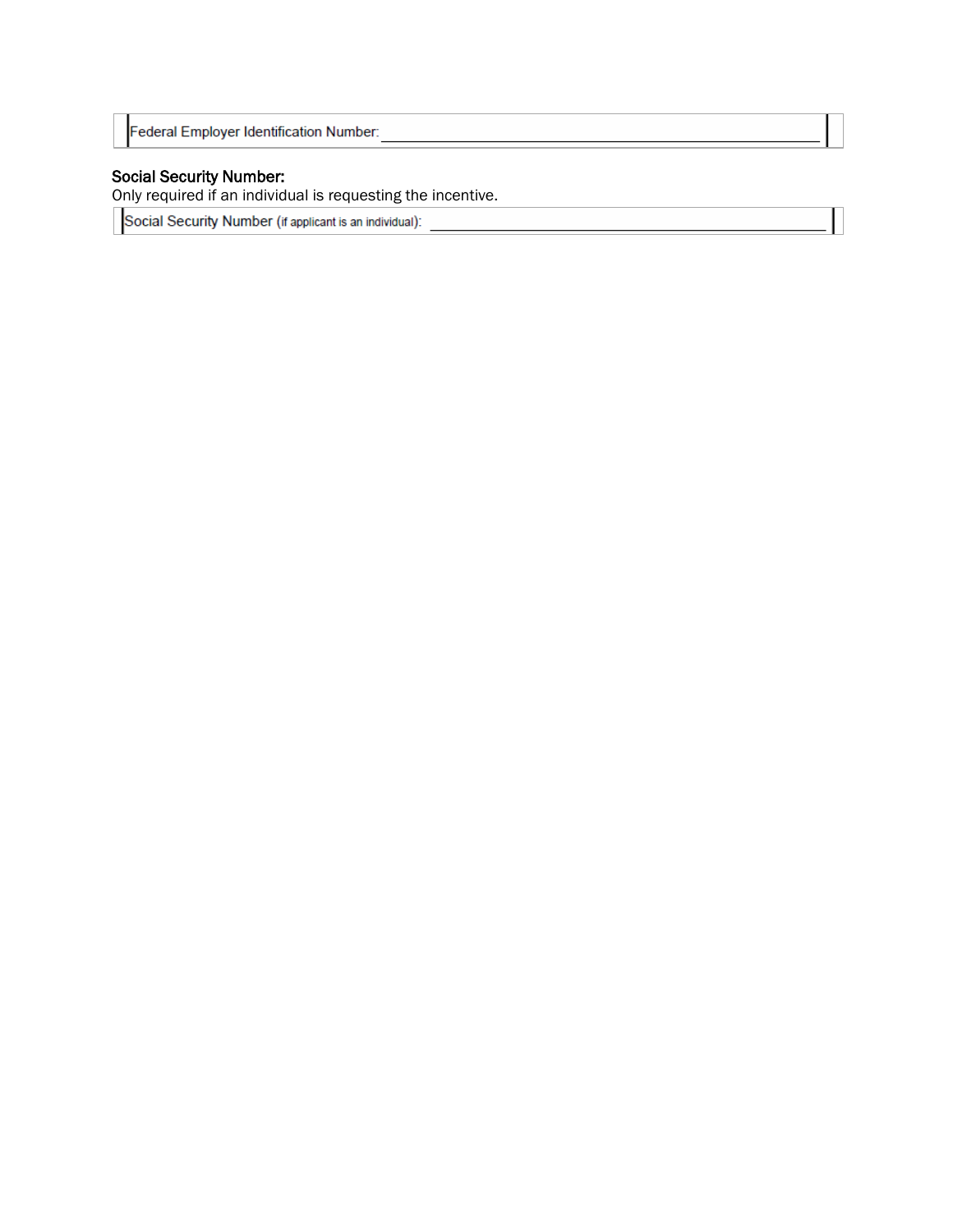Federal Employer Identification Number: ___________________________________________

### Social Security Number:

Only required if an individual is requesting the incentive.

Social Security Number (if applicant is an individual): ___________________________________________